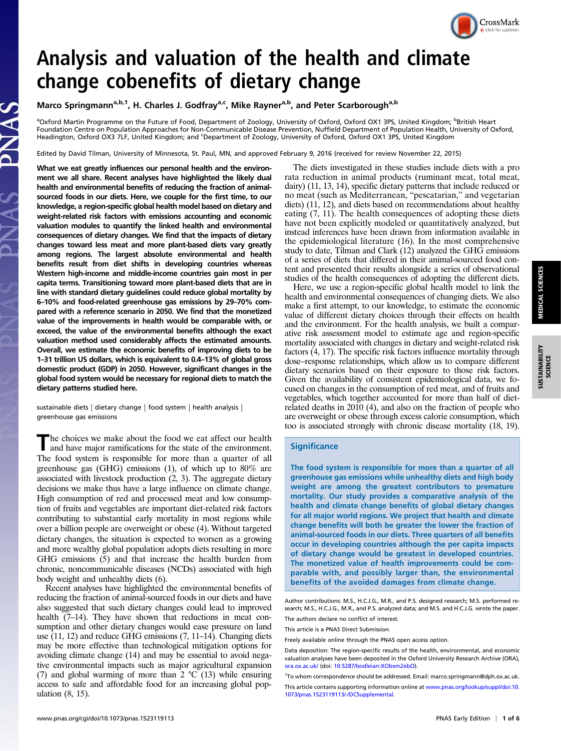# Analysis and valuation of the health and climate change cobenefits of dietary change

Marco Springmann[a,b,1], H. Charles J. Godfray[a,c], Mike Rayner[a,b], and Peter Scarborough[a,b]

[a]Oxford Martin Programme on the Future of Food, Department of Zoology, University of Oxford, Oxford OX1 3PS, United Kingdom; [b]British Heart Foundation Centre on Population Approaches for Non-Communicable Disease Prevention, Nuffield Department of Population Health, University of Oxford, Headington, Oxford OX3 7LF, United Kingdom; and [c]Department of Zoology, University of Oxford, Oxford OX1 3PS, United Kingdom

Edited by David Tilman, University of Minnesota, St. Paul, MN, and approved February 9, 2016 (received for review November 22, 2015)

**What we eat greatly influences our personal health and the environment we all share. Recent analyses have highlighted the likely dual health and environmental benefits of reducing the fraction of animal-sourced foods in our diets. Here, we couple for the first time, to our knowledge, a region-specific global health model based on dietary and weight-related risk factors with emissions accounting and economic valuation modules to quantify the linked health and environmental consequences of dietary changes. We find that the impacts of dietary changes toward less meat and more plant-based diets vary greatly among regions. The largest absolute environmental and health benefits result from diet shifts in developing countries whereas Western high-income and middle-income countries gain most in per capita terms. Transitioning toward more plant-based diets that are in line with standard dietary guidelines could reduce global mortality by 6–10% and food-related greenhouse gas emissions by 29–70% compared with a reference scenario in 2050. We find that the monetized value of the improvements in health would be comparable with, or exceed, the value of the environmental benefits although the exact valuation method used considerably affects the estimated amounts. Overall, we estimate the economic benefits of improving diets to be 1–31 trillion US dollars, which is equivalent to 0.4–13% of global gross domestic product (GDP) in 2050. However, significant changes in the global food system would be necessary for regional diets to match the dietary patterns studied here.**

sustainable diets | dietary change | food system | health analysis | greenhouse gas emissions

The choices we make about the food we eat affect our health and have major ramifications for the state of the environment. The food system is responsible for more than a quarter of all greenhouse gas (GHG) emissions (1), of which up to 80% are associated with livestock production (2, 3). The aggregate dietary decisions we make thus have a large influence on climate change. High consumption of red and processed meat and low consumption of fruits and vegetables are important diet-related risk factors contributing to substantial early mortality in most regions while over a billion people are overweight or obese (4). Without targeted dietary changes, the situation is expected to worsen as a growing and more wealthy global population adopts diets resulting in more GHG emissions (5) and that increase the health burden from chronic, noncommunicable diseases (NCDs) associated with high body weight and unhealthy diets (6).

Recent analyses have highlighted the environmental benefits of reducing the fraction of animal-sourced foods in our diets and have also suggested that such dietary changes could lead to improved health (7–14). They have shown that reductions in meat consumption and other dietary changes would ease pressure on land use (11, 12) and reduce GHG emissions (7, 11–14). Changing diets may be more effective than technological mitigation options for avoiding climate change (14) and may be essential to avoid negative environmental impacts such as major agricultural expansion (7) and global warming of more than 2 °C (13) while ensuring access to safe and affordable food for an increasing global population (8, 15).

The diets investigated in these studies include diets with a pro rata reduction in animal products (ruminant meat, total meat, dairy) (11, 13, 14), specific dietary patterns that include reduced or no meat (such as Mediterranean, "pescatarian," and vegetarian diets) (11, 12), and diets based on recommendations about healthy eating (7, 11). The health consequences of adopting these diets have not been explicitly modeled or quantitatively analyzed, but instead inferences have been drawn from information available in the epidemiological literature (16). In the most comprehensive study to date, Tilman and Clark (12) analyzed the GHG emissions of a series of diets that differed in their animal-sourced food content and presented their results alongside a series of observational studies of the health consequences of adopting the different diets.

Here, we use a region-specific global health model to link the health and environmental consequences of changing diets. We also make a first attempt, to our knowledge, to estimate the economic value of different dietary choices through their effects on health and the environment. For the health analysis, we built a comparative risk assessment model to estimate age and region-specific mortality associated with changes in dietary and weight-related risk factors (4, 17). The specific risk factors influence mortality through dose–response relationships, which allow us to compare different dietary scenarios based on their exposure to those risk factors. Given the availability of consistent epidemiological data, we focused on changes in the consumption of red meat, and of fruits and vegetables, which together accounted for more than half of diet-related deaths in 2010 (4), and also on the fraction of people who are overweight or obese through excess calorie consumption, which too is associated strongly with chronic disease mortality (18, 19).

## Significance

The food system is responsible for more than a quarter of all greenhouse gas emissions while unhealthy diets and high body weight are among the greatest contributors to premature mortality. Our study provides a comparative analysis of the health and climate change benefits of global dietary changes for all major world regions. We project that health and climate change benefits will both be greater the lower the fraction of animal-sourced foods in our diets. Three quarters of all benefits occur in developing countries although the per capita impacts of dietary change would be greatest in developed countries. The monetized value of health improvements could be comparable with, and possibly larger than, the environmental benefits of the avoided damages from climate change.

Author contributions: M.S., H.C.J.G., M.R., and P.S. designed research; M.S. performed research; M.S., H.C.J.G., M.R., and P.S. analyzed data; and M.S. and H.C.J.G. wrote the paper.

The authors declare no conflict of interest.

This article is a PNAS Direct Submission.

Freely available online through the PNAS open access option.

Data deposition: The region-specific results of the health, environmental, and economic valuation analyses have been deposited in the Oxford University Research Archive (ORA), ora.ox.ac.uk/ (doi: 10.5287/bodleian:XObxm2ebO).

[1]To whom correspondence should be addressed. Email: marco.springmann@dph.ox.ac.uk.

This article contains supporting information online at www.pnas.org/lookup/suppl/doi:10.1073/pnas.1523119113/-/DCSupplemental.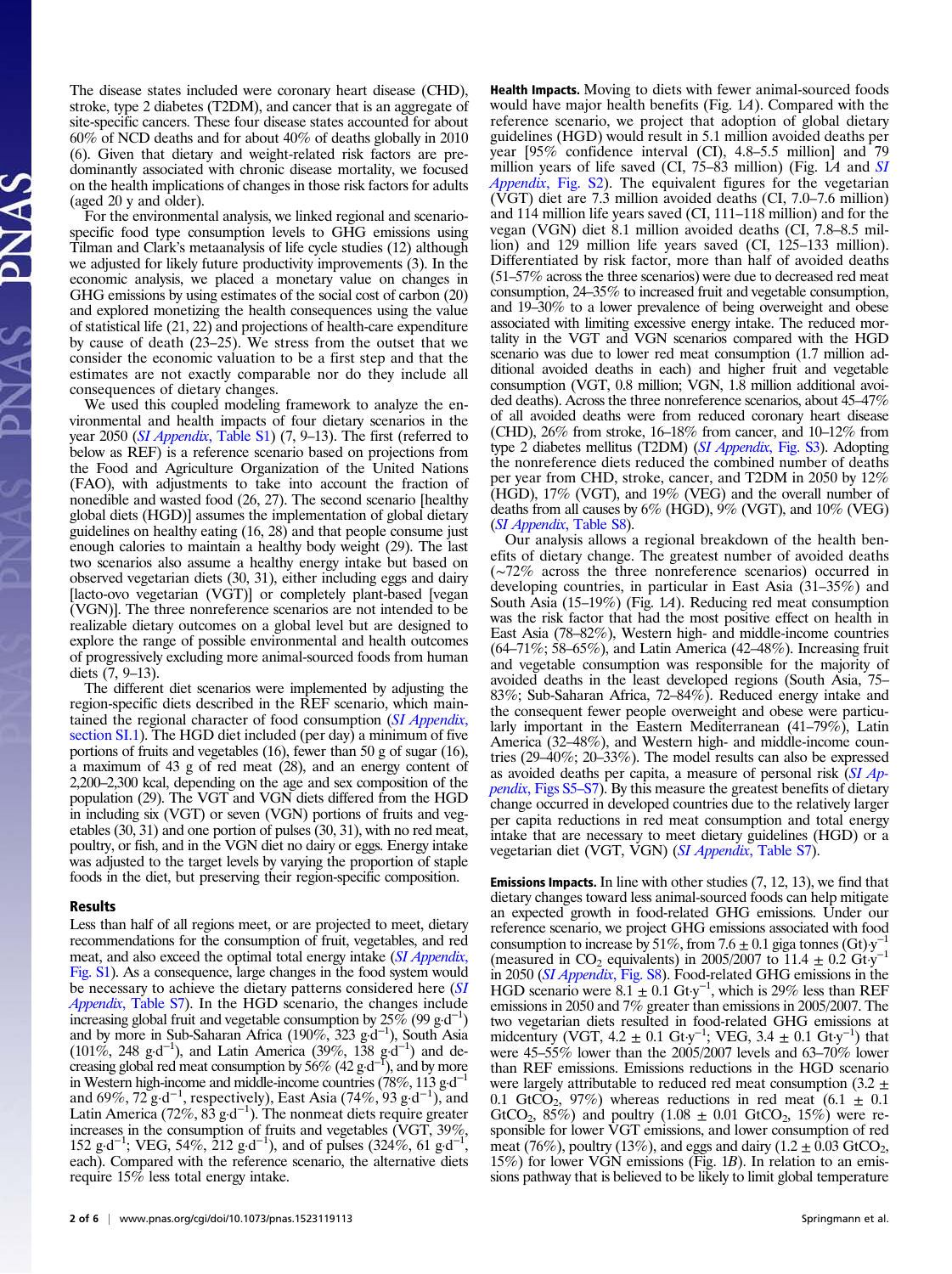The disease states included were coronary heart disease (CHD), stroke, type 2 diabetes (T2DM), and cancer that is an aggregate of site-specific cancers. These four disease states accounted for about 60% of NCD deaths and for about 40% of deaths globally in 2010 (6). Given that dietary and weight-related risk factors are predominantly associated with chronic disease mortality, we focused on the health implications of changes in those risk factors for adults (aged 20 y and older).

For the environmental analysis, we linked regional and scenario-specific food type consumption levels to GHG emissions using Tilman and Clark's metaanalysis of life cycle studies (12) although we adjusted for likely future productivity improvements (3). In the economic analysis, we placed a monetary value on changes in GHG emissions by using estimates of the social cost of carbon (20) and explored monetizing the health consequences using the value of statistical life (21, 22) and projections of health-care expenditure by cause of death (23–25). We stress from the outset that we consider the economic valuation to be a first step and that the estimates are not exactly comparable nor do they include all consequences of dietary changes.

We used this coupled modeling framework to analyze the environmental and health impacts of four dietary scenarios in the year 2050 (*SI Appendix*, Table S1) (7, 9–13). The first (referred to below as REF) is a reference scenario based on projections from the Food and Agriculture Organization of the United Nations (FAO), with adjustments to take into account the fraction of nonedible and wasted food (26, 27). The second scenario [healthy global diets (HGD)] assumes the implementation of global dietary guidelines on healthy eating (16, 28) and that people consume just enough calories to maintain a healthy body weight (29). The last two scenarios also assume a healthy energy intake but based on observed vegetarian diets (30, 31), either including eggs and dairy [lacto-ovo vegetarian (VGT)] or completely plant-based [vegan (VGN)]. The three nonreference scenarios are not intended to be realizable dietary outcomes on a global level but are designed to explore the range of possible environmental and health outcomes of progressively excluding more animal-sourced foods from human diets (7, 9–13).

The different diet scenarios were implemented by adjusting the region-specific diets described in the REF scenario, which maintained the regional character of food consumption (*SI Appendix*, section SI.1). The HGD diet included (per day) a minimum of five portions of fruits and vegetables (16), fewer than 50 g of sugar (16), a maximum of 43 g of red meat (28), and an energy content of 2,200–2,300 kcal, depending on the age and sex composition of the population (29). The VGT and VGN diets differed from the HGD in including six (VGT) or seven (VGN) portions of fruits and vegetables (30, 31) and one portion of pulses (30, 31), with no red meat, poultry, or fish, and in the VGN diet no dairy or eggs. Energy intake was adjusted to the target levels by varying the proportion of staple foods in the diet, but preserving their region-specific composition.

## Results

Less than half of all regions meet, or are projected to meet, dietary recommendations for the consumption of fruit, vegetables, and red meat, and also exceed the optimal total energy intake (*SI Appendix*, Fig. S1). As a consequence, large changes in the food system would be necessary to achieve the dietary patterns considered here (*SI Appendix*, Table S7). In the HGD scenario, the changes include increasing global fruit and vegetable consumption by 25% (99 $g \cdot d^{-1}$) and by more in Sub-Saharan Africa (190%, 323 $g \cdot d^{-1}$), South Asia (101%, 248 $g \cdot d^{-1}$), and Latin America (39%, 138 $g \cdot d^{-1}$) and decreasing global red meat consumption by 56% (42 $g \cdot d^{-1}$), and by more in Western high-income and middle-income countries (78%, 113 $g \cdot d^{-1}$ and 69%, 72 $g \cdot d^{-1}$, respectively), East Asia (74%, 93 $g \cdot d^{-1}$), and Latin America (72%, 83 $g \cdot d^{-1}$). The nonmeat diets require greater increases in the consumption of fruits and vegetables (VGT, 39%, 152 $g \cdot d^{-1}$; VEG, 54%, 212 $g \cdot d^{-1}$), and of pulses (324%, 61 $g \cdot d^{-1}$, each). Compared with the reference scenario, the alternative diets require 15% less total energy intake.

**Health Impacts.** Moving to diets with fewer animal-sourced foods would have major health benefits (Fig. 1*A*). Compared with the reference scenario, we project that adoption of global dietary guidelines (HGD) would result in 5.1 million avoided deaths per year [95% confidence interval (CI), 4.8–5.5 million] and 79 million years of life saved (CI, 75–83 million) (Fig. 1*A* and *SI Appendix*, Fig. S2). The equivalent figures for the vegetarian (VGT) diet are 7.3 million avoided deaths (CI, 7.0–7.6 million) and 114 million life years saved (CI, 111–118 million) and for the vegan (VGN) diet 8.1 million avoided deaths (CI, 7.8–8.5 million) and 129 million life years saved (CI, 125–133 million). Differentiated by risk factor, more than half of avoided deaths (51–57% across the three scenarios) were due to decreased red meat consumption, 24–35% to increased fruit and vegetable consumption, and 19–30% to a lower prevalence of being overweight and obese associated with limiting excessive energy intake. The reduced mortality in the VGT and VGN scenarios compared with the HGD scenario was due to lower red meat consumption (1.7 million additional avoided deaths in each) and higher fruit and vegetable consumption (VGT, 0.8 million; VGN, 1.8 million additional avoided deaths). Across the three nonreference scenarios, about 45–47% of all avoided deaths were from reduced coronary heart disease (CHD), 26% from stroke, 16–18% from cancer, and 10–12% from type 2 diabetes mellitus (T2DM) (*SI Appendix*, Fig. S3). Adopting the nonreference diets reduced the combined number of deaths per year from CHD, stroke, cancer, and T2DM in 2050 by 12% (HGD), 17% (VGT), and 19% (VEG) and the overall number of deaths from all causes by 6% (HGD), 9% (VGT), and 10% (VEG) (*SI Appendix*, Table S8).

Our analysis allows a regional breakdown of the health benefits of dietary change. The greatest number of avoided deaths (~72% across the three nonreference scenarios) occurred in developing countries, in particular in East Asia (31–35%) and South Asia (15–19%) (Fig. 1*A*). Reducing red meat consumption was the risk factor that had the most positive effect on health in East Asia (78–82%), Western high- and middle-income countries (64–71%; 58–65%), and Latin America (42–48%). Increasing fruit and vegetable consumption was responsible for the majority of avoided deaths in the least developed regions (South Asia, 75–83%; Sub-Saharan Africa, 72–84%). Reduced energy intake and the consequent fewer people overweight and obese were particularly important in the Eastern Mediterranean (41–79%), Latin America (32–48%), and Western high- and middle-income countries (29–40%; 20–33%). The model results can also be expressed as avoided deaths per capita, a measure of personal risk (*SI Appendix*, Figs S5–S7). By this measure the greatest benefits of dietary change occurred in developed countries due to the relatively larger per capita reductions in red meat consumption and total energy intake that are necessary to meet dietary guidelines (HGD) or a vegetarian diet (VGT, VGN) (*SI Appendix*, Table S7).

**Emissions Impacts.** In line with other studies (7, 12, 13), we find that dietary changes toward less animal-sourced foods can help mitigate an expected growth in food-related GHG emissions. Under our reference scenario, we project GHG emissions associated with food consumption to increase by 51%, from 7.6 ± 0.1 giga tonnes $(Gt) \cdot y^{-1}$ (measured in $CO_2$ equivalents) in 2005/2007 to 11.4 ± 0.2 $Gt \cdot y^{-1}$ in 2050 (*SI Appendix*, Fig. S8). Food-related GHG emissions in the HGD scenario were 8.1 ± 0.1 $Gt \cdot y^{-1}$, which is 29% less than REF emissions in 2050 and 7% greater than emissions in 2005/2007. The two vegetarian diets resulted in food-related GHG emissions at midcentury (VGT, 4.2 ± 0.1 $Gt \cdot y^{-1}$; VEG, 3.4 ± 0.1 $Gt \cdot y^{-1}$) that were 45–55% lower than the 2005/2007 levels and 63–70% lower than REF emissions. Emissions reductions in the HGD scenario were largely attributable to reduced red meat consumption (3.2 ± 0.1 $GtCO_2$, 97%) whereas reductions in red meat (6.1 ± 0.1 $GtCO_2$, 85%) and poultry (1.08 ± 0.01 $GtCO_2$, 15%) were responsible for lower VGT emissions, and lower consumption of red meat (76%), poultry (13%), and eggs and dairy (1.2 ± 0.03 $GtCO_2$, 15%) for lower VGN emissions (Fig. 1*B*). In relation to an emissions pathway that is believed to be likely to limit global temperature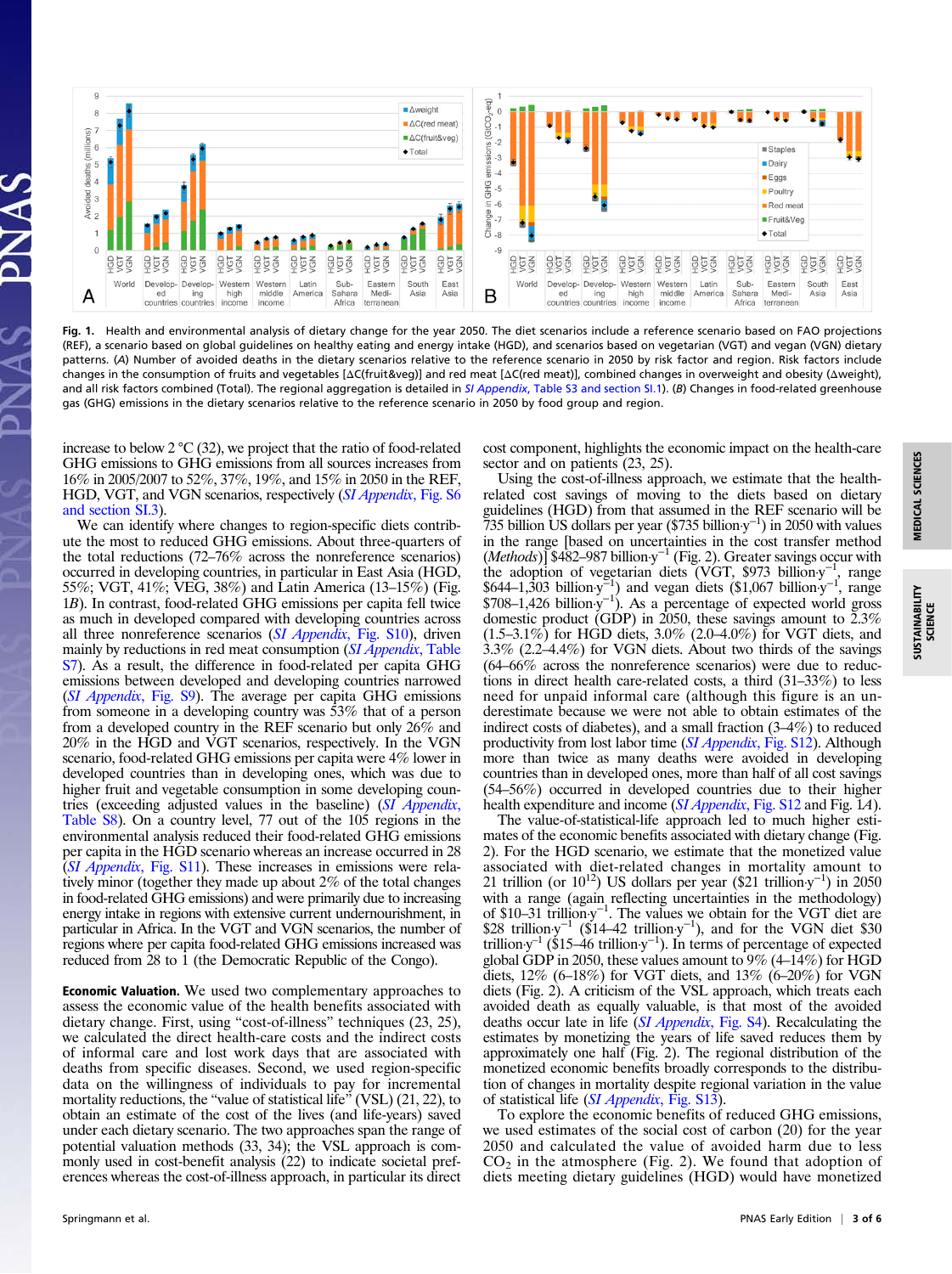**Fig. 1.** Health and environmental analysis of dietary change for the year 2050. The diet scenarios include a reference scenario based on FAO projections (REF), a scenario based on global guidelines on healthy eating and energy intake (HGD), and scenarios based on vegetarian (VGT) and vegan (VGN) dietary patterns. (*A*) Number of avoided deaths in the dietary scenarios relative to the reference scenario in 2050 by risk factor and region. Risk factors include changes in the consumption of fruits and vegetables [ΔC(fruit&veg)] and red meat [ΔC(red meat)], combined changes in overweight and obesity (Δweight), and all risk factors combined (Total). The regional aggregation is detailed in *SI Appendix*, Table S3 and section SI.1). (*B*) Changes in food-related greenhouse gas (GHG) emissions in the dietary scenarios relative to the reference scenario in 2050 by food group and region.

increase to below 2 °C (32), we project that the ratio of food-related GHG emissions to GHG emissions from all sources increases from 16% in 2005/2007 to 52%, 37%, 19%, and 15% in 2050 in the REF, HGD, VGT, and VGN scenarios, respectively (*SI Appendix*, Fig. S6 and section SI.3).

We can identify where changes to region-specific diets contribute the most to reduced GHG emissions. About three-quarters of the total reductions (72–76% across the nonreference scenarios) occurred in developing countries, in particular in East Asia (HGD, 55%; VGT, 41%; VEG, 38%) and Latin America (13–15%) (Fig. 1*B*). In contrast, food-related GHG emissions per capita fell twice as much in developed compared with developing countries across all three nonreference scenarios (*SI Appendix*, Fig. S10), driven mainly by reductions in red meat consumption (*SI Appendix*, Table S7). As a result, the difference in food-related per capita GHG emissions between developed and developing countries narrowed (*SI Appendix*, Fig. S9). The average per capita GHG emissions from someone in a developing country was 53% that of a person from a developed country in the REF scenario but only 26% and 20% in the HGD and VGT scenarios, respectively. In the VGN scenario, food-related GHG emissions per capita were 4% lower in developed countries than in developing ones, which was due to higher fruit and vegetable consumption in some developing countries (exceeding adjusted values in the baseline) (*SI Appendix*, Table S8). On a country level, 77 out of the 105 regions in the environmental analysis reduced their food-related GHG emissions per capita in the HGD scenario whereas an increase occurred in 28 (*SI Appendix*, Fig. S11). These increases in emissions were relatively minor (together they made up about 2% of the total changes in food-related GHG emissions) and were primarily due to increasing energy intake in regions with extensive current undernourishment, in particular in Africa. In the VGT and VGN scenarios, the number of regions where per capita food-related GHG emissions increased was reduced from 28 to 1 (the Democratic Republic of the Congo).

**Economic Valuation.** We used two complementary approaches to assess the economic value of the health benefits associated with dietary change. First, using "cost-of-illness" techniques (23, 25), we calculated the direct health-care costs and the indirect costs of informal care and lost work days that are associated with deaths from specific diseases. Second, we used region-specific data on the willingness of individuals to pay for incremental mortality reductions, the "value of statistical life" (VSL) (21, 22), to obtain an estimate of the cost of the lives (and life-years) saved under each dietary scenario. The two approaches span the range of potential valuation methods (33, 34); the VSL approach is commonly used in cost-benefit analysis (22) to indicate societal preferences whereas the cost-of-illness approach, in particular its direct cost component, highlights the economic impact on the health-care sector and on patients (23, 25).

Using the cost-of-illness approach, we estimate that the health-related cost savings of moving to the diets based on dietary guidelines (HGD) from that assumed in the REF scenario will be 735 billion US dollars per year (\$735 billion·$y^{-1}$) in 2050 with values in the range [based on uncertainties in the cost transfer method (*Methods*)] \$482–987 billion·$y^{-1}$ (Fig. 2). Greater savings occur with the adoption of vegetarian diets (VGT, \$973 billion·$y^{-1}$, range \$644–1,303 billion·$y^{-1}$) and vegan diets (\$1,067 billion·$y^{-1}$, range \$708–1,426 billion·$y^{-1}$). As a percentage of expected world gross domestic product (GDP) in 2050, these savings amount to 2.3% (1.5–3.1%) for HGD diets, 3.0% (2.0–4.0%) for VGT diets, and 3.3% (2.2–4.4%) for VGN diets. About two thirds of the savings (64–66% across the nonreference scenarios) were due to reductions in direct health care-related costs, a third (31–33%) to less need for unpaid informal care (although this figure is an underestimate because we were not able to obtain estimates of the indirect costs of diabetes), and a small fraction (3–4%) to reduced productivity from lost labor time (*SI Appendix*, Fig. S12). Although more than twice as many deaths were avoided in developing countries than in developed ones, more than half of all cost savings (54–56%) occurred in developed countries due to their higher health expenditure and income (*SI Appendix*, Fig. S12 and Fig. 1*A*).

The value-of-statistical-life approach led to much higher estimates of the economic benefits associated with dietary change (Fig. 2). For the HGD scenario, we estimate that the monetized value associated with diet-related changes in mortality amount to 21 trillion (or $10^{12}$) US dollars per year (\$21 trillion·$y^{-1}$) in 2050 with a range (again reflecting uncertainties in the methodology) of \$10–31 trillion·$y^{-1}$. The values we obtain for the VGT diet are \$28 trillion·$y^{-1}$ (\$14–42 trillion·$y^{-1}$), and for the VGN diet \$30 trillion·$y^{-1}$ (\$15–46 trillion·$y^{-1}$). In terms of percentage of expected global GDP in 2050, these values amount to 9% (4–14%) for HGD diets, 12% (6–18%) for VGT diets, and 13% (6–20%) for VGN diets (Fig. 2). A criticism of the VSL approach, which treats each avoided death as equally valuable, is that most of the avoided deaths occur late in life (*SI Appendix*, Fig. S4). Recalculating the estimates by monetizing the years of life saved reduces them by approximately one half (Fig. 2). The regional distribution of the monetized economic benefits broadly corresponds to the distribution of changes in mortality despite regional variation in the value of statistical life (*SI Appendix*, Fig. S13).

To explore the economic benefits of reduced GHG emissions, we used estimates of the social cost of carbon (20) for the year 2050 and calculated the value of avoided harm due to less $CO_2$ in the atmosphere (Fig. 2). We found that adoption of diets meeting dietary guidelines (HGD) would have monetized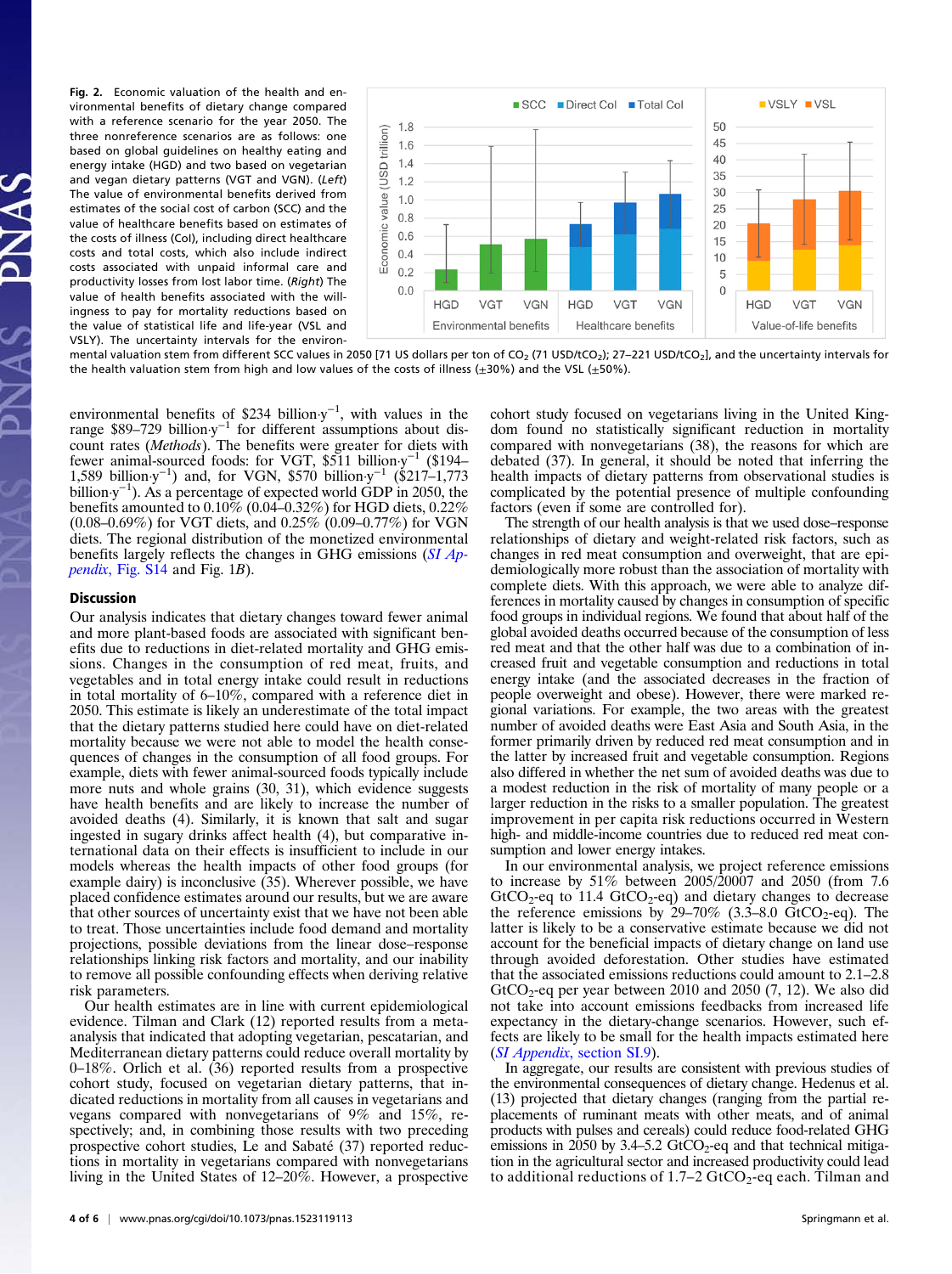SCC Direct CoI Total CoI

1.8
1.6
1.4
1.2
1.0
0.8
0.6
0.4
0.2
0.0

Economic value (USD trillion)

HGD VGT VGN HGD VGT VGN

Environmental benefits Healthcare benefits

VSLY VSL

50
45
40
35
30
25
20
15
10
5
0

HGD VGT VGN

Value-of-life benefits

**Fig. 2.** Economic valuation of the health and environmental benefits of dietary change compared with a reference scenario for the year 2050. The three nonreference scenarios are as follows: one based on global guidelines on healthy eating and energy intake (HGD) and two based on vegetarian and vegan dietary patterns (VGT and VGN). (*Left*) The value of environmental benefits derived from estimates of the social cost of carbon (SCC) and the value of healthcare benefits based on estimates of the costs of illness (CoI), including direct healthcare costs and total costs, which also include indirect costs associated with unpaid informal care and productivity losses from lost labor time. (*Right*) The value of health benefits associated with the willingness to pay for mortality reductions based on the value of statistical life and life-year (VSL and VSLY). The uncertainty intervals for the environmental valuation stem from different SCC values in 2050 [71 US dollars per ton of $CO_2$ (71 USD/t$CO_2$); 27–221 USD/t$CO_2$], and the uncertainty intervals for the health valuation stem from high and low values of the costs of illness (±30%) and the VSL (±50%).

environmental benefits of \$234 billion·$y^{-1}$, with values in the range \$89–729 billion·$y^{-1}$ for different assumptions about discount rates (*Methods*). The benefits were greater for diets with fewer animal-sourced foods: for VGT, \$511 billion·$y^{-1}$ (\$194–1,589 billion·$y^{-1}$) and, for VGN, \$570 billion·$y^{-1}$ (\$217–1,773 billion·$y^{-1}$). As a percentage of expected world GDP in 2050, the benefits amounted to 0.10% (0.04–0.32%) for HGD diets, 0.22% (0.08–0.69%) for VGT diets, and 0.25% (0.09–0.77%) for VGN diets. The regional distribution of the monetized environmental benefits largely reflects the changes in GHG emissions (*SI Appendix*, Fig. S14 and Fig. 1*B*).

## Discussion

Our analysis indicates that dietary changes toward fewer animal and more plant-based foods are associated with significant benefits due to reductions in diet-related mortality and GHG emissions. Changes in the consumption of red meat, fruits, and vegetables and in total energy intake could result in reductions in total mortality of 6–10%, compared with a reference diet in 2050. This estimate is likely an underestimate of the total impact that the dietary patterns studied here could have on diet-related mortality because we were not able to model the health consequences of changes in the consumption of all food groups. For example, diets with fewer animal-sourced foods typically include more nuts and whole grains (30, 31), which evidence suggests have health benefits and are likely to increase the number of avoided deaths (4). Similarly, it is known that salt and sugar ingested in sugary drinks affect health (4), but comparative international data on their effects is insufficient to include in our models whereas the health impacts of other food groups (for example dairy) is inconclusive (35). Wherever possible, we have placed confidence estimates around our results, but we are aware that other sources of uncertainty exist that we have not been able to treat. Those uncertainties include food demand and mortality projections, possible deviations from the linear dose–response relationships linking risk factors and mortality, and our inability to remove all possible confounding effects when deriving relative risk parameters.

Our health estimates are in line with current epidemiological evidence. Tilman and Clark (12) reported results from a meta-analysis that indicated that adopting vegetarian, pescatarian, and Mediterranean dietary patterns could reduce overall mortality by 0–18%. Orlich et al. (36) reported results from a prospective cohort study, focused on vegetarian dietary patterns, that indicated reductions in mortality from all causes in vegetarians and vegans compared with nonvegetarians of 9% and 15%, respectively; and, in combining those results with two preceding prospective cohort studies, Le and Sabaté (37) reported reductions in mortality in vegetarians compared with nonvegetarians living in the United States of 12–20%. However, a prospective cohort study focused on vegetarians living in the United Kingdom found no statistically significant reduction in mortality compared with nonvegetarians (38), the reasons for which are debated (37). In general, it should be noted that inferring the health impacts of dietary patterns from observational studies is complicated by the potential presence of multiple confounding factors (even if some are controlled for).

The strength of our health analysis is that we used dose–response relationships of dietary and weight-related risk factors, such as changes in red meat consumption and overweight, that are epidemiologically more robust than the association of mortality with complete diets. With this approach, we were able to analyze differences in mortality caused by changes in consumption of specific food groups in individual regions. We found that about half of the global avoided deaths occurred because of the consumption of less red meat and that the other half was due to a combination of increased fruit and vegetable consumption and reductions in total energy intake (and the associated decreases in the fraction of people overweight and obese). However, there were marked regional variations. For example, the two areas with the greatest number of avoided deaths were East Asia and South Asia, in the former primarily driven by reduced red meat consumption and in the latter by increased fruit and vegetable consumption. Regions also differed in whether the net sum of avoided deaths was due to a modest reduction in the risk of mortality of many people or a larger reduction in the risks to a smaller population. The greatest improvement in per capita risk reductions occurred in Western high- and middle-income countries due to reduced red meat consumption and lower energy intakes.

In our environmental analysis, we project reference emissions to increase by 51% between 2005/20007 and 2050 (from 7.6 Gt$CO_2$-eq to 11.4 Gt$CO_2$-eq) and dietary changes to decrease the reference emissions by 29–70% (3.3–8.0 Gt$CO_2$-eq). The latter is likely to be a conservative estimate because we did not account for the beneficial impacts of dietary change on land use through avoided deforestation. Other studies have estimated that the associated emissions reductions could amount to 2.1–2.8 Gt$CO_2$-eq per year between 2010 and 2050 (7, 12). We also did not take into account emissions feedbacks from increased life expectancy in the dietary-change scenarios. However, such effects are likely to be small for the health impacts estimated here (*SI Appendix*, section SI.9).

In aggregate, our results are consistent with previous studies of the environmental consequences of dietary change. Hedenus et al. (13) projected that dietary changes (ranging from the partial replacements of ruminant meats with other meats, and of animal products with pulses and cereals) could reduce food-related GHG emissions in 2050 by 3.4–5.2 Gt$CO_2$-eq and that technical mitigation in the agricultural sector and increased productivity could lead to additional reductions of 1.7–2 Gt$CO_2$-eq each. Tilman and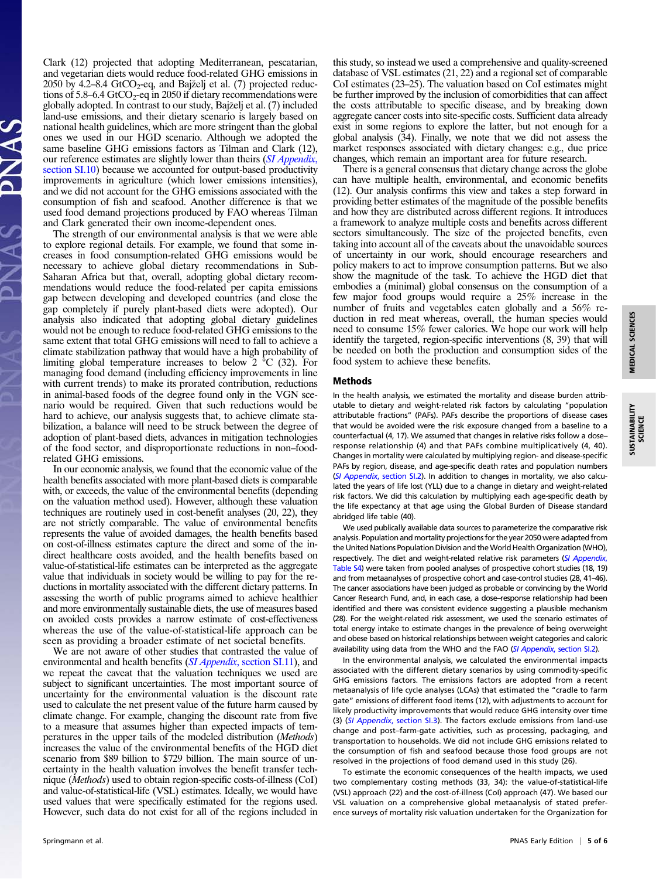Clark (12) projected that adopting Mediterranean, pescatarian, and vegetarian diets would reduce food-related GHG emissions in 2050 by 4.2–8.4 $GtCO_2$-eq, and Bajželj et al. (7) projected reductions of 5.8–6.4 $GtCO_2$-eq in 2050 if dietary recommendations were globally adopted. In contrast to our study, Bajželj et al. (7) included land-use emissions, and their dietary scenario is largely based on national health guidelines, which are more stringent than the global ones we used in our HGD scenario. Although we adopted the same baseline GHG emissions factors as Tilman and Clark (12), our reference estimates are slightly lower than theirs (*SI Appendix*, section SI.10) because we accounted for output-based productivity improvements in agriculture (which lower emissions intensities), and we did not account for the GHG emissions associated with the consumption of fish and seafood. Another difference is that we used food demand projections produced by FAO whereas Tilman and Clark generated their own income-dependent ones.

The strength of our environmental analysis is that we were able to explore regional details. For example, we found that some increases in food consumption-related GHG emissions would be necessary to achieve global dietary recommendations in Sub-Saharan Africa but that, overall, adopting global dietary recommendations would reduce the food-related per capita emissions gap between developing and developed countries (and close the gap completely if purely plant-based diets were adopted). Our analysis also indicated that adopting global dietary guidelines would not be enough to reduce food-related GHG emissions to the same extent that total GHG emissions will need to fall to achieve a climate stabilization pathway that would have a high probability of limiting global temperature increases to below 2 °C (32). For managing food demand (including efficiency improvements in line with current trends) to make its prorated contribution, reductions in animal-based foods of the degree found only in the VGN scenario would be required. Given that such reductions would be hard to achieve, our analysis suggests that, to achieve climate stabilization, a balance will need to be struck between the degree of adoption of plant-based diets, advances in mitigation technologies of the food sector, and disproportionate reductions in non–food-related GHG emissions.

In our economic analysis, we found that the economic value of the health benefits associated with more plant-based diets is comparable with, or exceeds, the value of the environmental benefits (depending on the valuation method used). However, although these valuation techniques are routinely used in cost-benefit analyses (20, 22), they are not strictly comparable. The value of environmental benefits represents the value of avoided damages, the health benefits based on cost-of-illness estimates capture the direct and some of the indirect healthcare costs avoided, and the health benefits based on value-of-statistical-life estimates can be interpreted as the aggregate value that individuals in society would be willing to pay for the reductions in mortality associated with the different dietary patterns. In assessing the worth of public programs aimed to achieve healthier and more environmentally sustainable diets, the use of measures based on avoided costs provides a narrow estimate of cost-effectiveness whereas the use of the value-of-statistical-life approach can be seen as providing a broader estimate of net societal benefits.

We are not aware of other studies that contrasted the value of environmental and health benefits (*SI Appendix*, section SI.11), and we repeat the caveat that the valuation techniques we used are subject to significant uncertainties. The most important source of uncertainty for the environmental valuation is the discount rate used to calculate the net present value of the future harm caused by climate change. For example, changing the discount rate from five to a measure that assumes higher than expected impacts of temperatures in the upper tails of the modeled distribution (*Methods*) increases the value of the environmental benefits of the HGD diet scenario from $89 billion to $729 billion. The main source of uncertainty in the health valuation involves the benefit transfer technique (*Methods*) used to obtain region-specific costs-of-illness (CoI) and value-of-statistical-life (VSL) estimates. Ideally, we would have used values that were specifically estimated for the regions used. However, such data do not exist for all of the regions included in this study, so instead we used a comprehensive and quality-screened database of VSL estimates (21, 22) and a regional set of comparable CoI estimates (23–25). The valuation based on CoI estimates might be further improved by the inclusion of comorbidities that can affect the costs attributable to specific disease, and by breaking down aggregate cancer costs into site-specific costs. Sufficient data already exist in some regions to explore the latter, but not enough for a global analysis (34). Finally, we note that we did not assess the market responses associated with dietary changes: e.g., due price changes, which remain an important area for future research.

There is a general consensus that dietary change across the globe can have multiple health, environmental, and economic benefits (12). Our analysis confirms this view and takes a step forward in providing better estimates of the magnitude of the possible benefits and how they are distributed across different regions. It introduces a framework to analyze multiple costs and benefits across different sectors simultaneously. The size of the projected benefits, even taking into account all of the caveats about the unavoidable sources of uncertainty in our work, should encourage researchers and policy makers to act to improve consumption patterns. But we also show the magnitude of the task. To achieve the HGD diet that embodies a (minimal) global consensus on the consumption of a few major food groups would require a 25% increase in the number of fruits and vegetables eaten globally and a 56% reduction in red meat whereas, overall, the human species would need to consume 15% fewer calories. We hope our work will help identify the targeted, region-specific interventions (8, 39) that will be needed on both the production and consumption sides of the food system to achieve these benefits.

## Methods

In the health analysis, we estimated the mortality and disease burden attributable to dietary and weight-related risk factors by calculating "population attributable fractions" (PAFs). PAFs describe the proportions of disease cases that would be avoided were the risk exposure changed from a baseline to a counterfactual (4, 17). We assumed that changes in relative risks follow a dose–response relationship (4) and that PAFs combine multiplicatively (4, 40). Changes in mortality were calculated by multiplying region- and disease-specific PAFs by region, disease, and age-specific death rates and population numbers (*SI Appendix*, section SI.2). In addition to changes in mortality, we also calculated the years of life lost (YLL) due to a change in dietary and weight-related risk factors. We did this calculation by multiplying each age-specific death by the life expectancy at that age using the Global Burden of Disease standard abridged life table (40).

We used publically available data sources to parameterize the comparative risk analysis. Population and mortality projections for the year 2050 were adapted from the United Nations Population Division and the World Health Organization (WHO), respectively. The diet and weight-related relative risk parameters (*SI Appendix*, Table S4) were taken from pooled analyses of prospective cohort studies (18, 19) and from metaanalyses of prospective cohort and case-control studies (28, 41–46). The cancer associations have been judged as probable or convincing by the World Cancer Research Fund, and, in each case, a dose–response relationship had been identified and there was consistent evidence suggesting a plausible mechanism (28). For the weight-related risk assessment, we used the scenario estimates of total energy intake to estimate changes in the prevalence of being overweight and obese based on historical relationships between weight categories and caloric availability using data from the WHO and the FAO (*SI Appendix*, section SI.2).

In the environmental analysis, we calculated the environmental impacts associated with the different dietary scenarios by using commodity-specific GHG emissions factors. The emissions factors are adopted from a recent metaanalysis of life cycle analyses (LCAs) that estimated the "cradle to farm gate" emissions of different food items (12), with adjustments to account for likely productivity improvements that would reduce GHG intensity over time (3) (*SI Appendix*, section SI.3). The factors exclude emissions from land-use change and post–farm-gate activities, such as processing, packaging, and transportation to households. We did not include GHG emissions related to the consumption of fish and seafood because those food groups are not resolved in the projections of food demand used in this study (26).

To estimate the economic consequences of the health impacts, we used two complementary costing methods (33, 34): the value-of-statistical-life (VSL) approach (22) and the cost-of-illness (CoI) approach (47). We based our VSL valuation on a comprehensive global metaanalysis of stated preference surveys of mortality risk valuation undertaken for the Organization for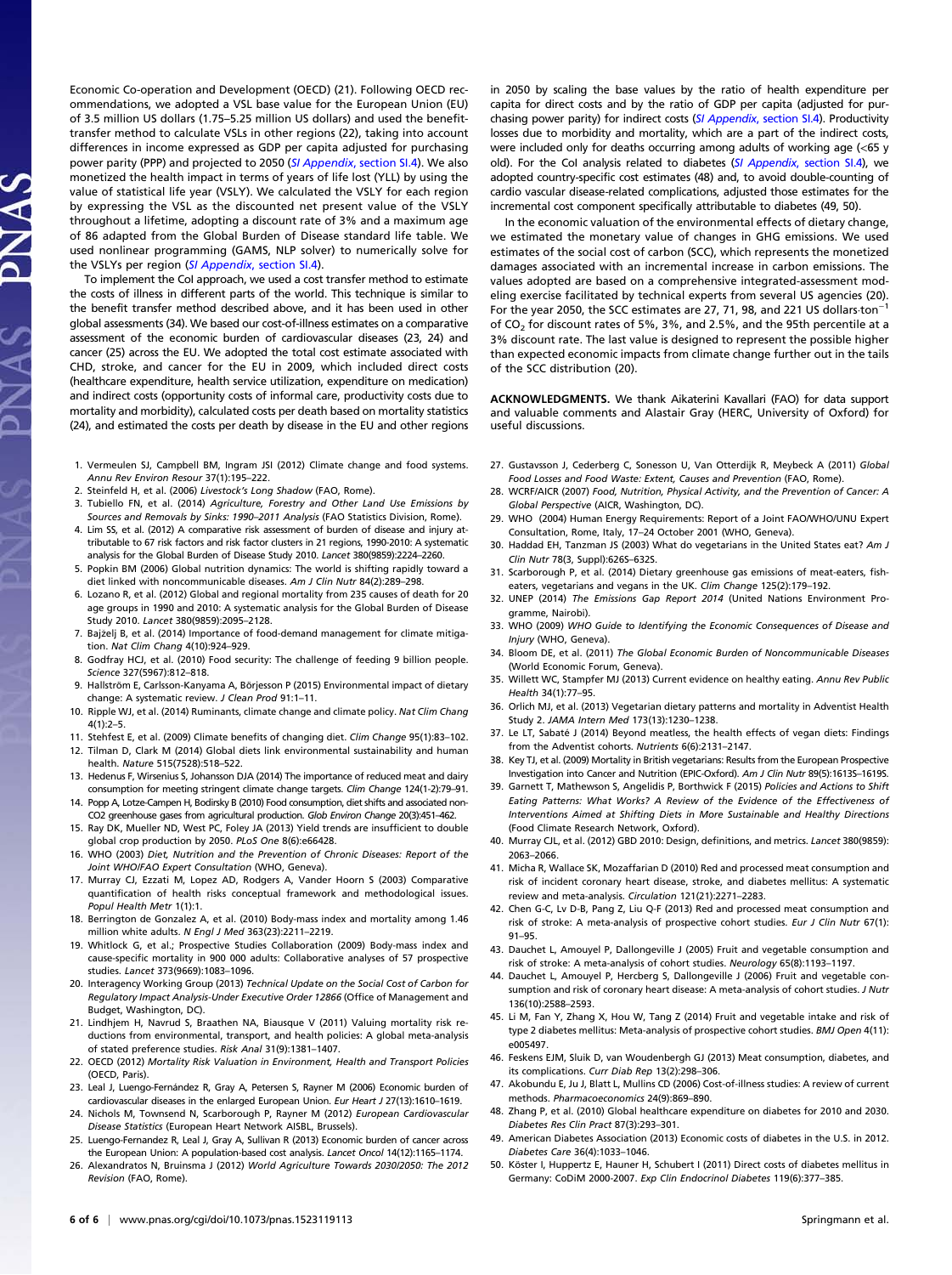Economic Co-operation and Development (OECD) (21). Following OECD recommendations, we adopted a VSL base value for the European Union (EU) of 3.5 million US dollars (1.75–5.25 million US dollars) and used the benefit-transfer method to calculate VSLs in other regions (22), taking into account differences in income expressed as GDP per capita adjusted for purchasing power parity (PPP) and projected to 2050 (*SI Appendix*, section SI.4). We also monetized the health impact in terms of years of life lost (YLL) by using the value of statistical life year (VSLY). We calculated the VSLY for each region by expressing the VSL as the discounted net present value of the VSLY throughout a lifetime, adopting a discount rate of 3% and a maximum age of 86 adapted from the Global Burden of Disease standard life table. We used nonlinear programming (GAMS, NLP solver) to numerically solve for the VSLYs per region (*SI Appendix*, section SI.4).

To implement the CoI approach, we used a cost transfer method to estimate the costs of illness in different parts of the world. This technique is similar to the benefit transfer method described above, and it has been used in other global assessments (34). We based our cost-of-illness estimates on a comparative assessment of the economic burden of cardiovascular diseases (23, 24) and cancer (25) across the EU. We adopted the total cost estimate associated with CHD, stroke, and cancer for the EU in 2009, which included direct costs (healthcare expenditure, health service utilization, expenditure on medication) and indirect costs (opportunity costs of informal care, productivity costs due to mortality and morbidity), calculated costs per death based on mortality statistics (24), and estimated the costs per death by disease in the EU and other regions in 2050 by scaling the base values by the ratio of health expenditure per capita for direct costs and by the ratio of GDP per capita (adjusted for purchasing power parity) for indirect costs (*SI Appendix*, section SI.4). Productivity losses due to morbidity and mortality, which are a part of the indirect costs, were included only for deaths occurring among adults of working age (<65 y old). For the CoI analysis related to diabetes (*SI Appendix*, section SI.4), we adopted country-specific cost estimates (48) and, to avoid double-counting of cardio vascular disease-related complications, adjusted those estimates for the incremental cost component specifically attributable to diabetes (49, 50).

In the economic valuation of the environmental effects of dietary change, we estimated the monetary value of changes in GHG emissions. We used estimates of the social cost of carbon (SCC), which represents the monetized damages associated with an incremental increase in carbon emissions. The values adopted are based on a comprehensive integrated-assessment modeling exercise facilitated by technical experts from several US agencies (20). For the year 2050, the SCC estimates are 27, 71, 98, and 221 US dollars·ton$^{-1}$ of $CO_2$ for discount rates of 5%, 3%, and 2.5%, and the 95th percentile at a 3% discount rate. The last value is designed to represent the possible higher than expected economic impacts from climate change further out in the tails of the SCC distribution (20).

**ACKNOWLEDGMENTS.** We thank Aikaterini Kavallari (FAO) for data support and valuable comments and Alastair Gray (HERC, University of Oxford) for useful discussions.

1. Vermeulen SJ, Campbell BM, Ingram JSI (2012) Climate change and food systems. *Annu Rev Environ Resour* 37(1):195–222.
2. Steinfeld H, et al. (2006) *Livestock's Long Shadow* (FAO, Rome).
3. Tubiello FN, et al. (2014) *Agriculture, Forestry and Other Land Use Emissions by Sources and Removals by Sinks: 1990–2011 Analysis* (FAO Statistics Division, Rome).
4. Lim SS, et al. (2012) A comparative risk assessment of burden of disease and injury attributable to 67 risk factors and risk factor clusters in 21 regions, 1990-2010: A systematic analysis for the Global Burden of Disease Study 2010. *Lancet* 380(9859):2224–2260.
5. Popkin BM (2006) Global nutrition dynamics: The world is shifting rapidly toward a diet linked with noncommunicable diseases. *Am J Clin Nutr* 84(2):289–298.
6. Lozano R, et al. (2012) Global and regional mortality from 235 causes of death for 20 age groups in 1990 and 2010: A systematic analysis for the Global Burden of Disease Study 2010. *Lancet* 380(9859):2095–2128.
7. Bajželj B, et al. (2014) Importance of food-demand management for climate mitigation. *Nat Clim Chang* 4(10):924–929.
8. Godfray HCJ, et al. (2010) Food security: The challenge of feeding 9 billion people. *Science* 327(5967):812–818.
9. Hallström E, Carlsson-Kanyama A, Börjesson P (2015) Environmental impact of dietary change: A systematic review. *J Clean Prod* 91:1–11.
10. Ripple WJ, et al. (2014) Ruminants, climate change and climate policy. *Nat Clim Chang* 4(1):2–5.
11. Stehfest E, et al. (2009) Climate benefits of changing diet. *Clim Change* 95(1):83–102.
12. Tilman D, Clark M (2014) Global diets link environmental sustainability and human health. *Nature* 515(7528):518–522.
13. Hedenus F, Wirsenius S, Johansson DJA (2014) The importance of reduced meat and dairy consumption for meeting stringent climate change targets. *Clim Change* 124(1-2):79–91.
14. Popp A, Lotze-Campen H, Bodirsky B (2010) Food consumption, diet shifts and associated non-CO2 greenhouse gases from agricultural production. *Glob Environ Change* 20(3):451–462.
15. Ray DK, Mueller ND, West PC, Foley JA (2013) Yield trends are insufficient to double global crop production by 2050. *PLoS One* 8(6):e66428.
16. WHO (2003) *Diet, Nutrition and the Prevention of Chronic Diseases: Report of the Joint WHO/FAO Expert Consultation* (WHO, Geneva).
17. Murray CJ, Ezzati M, Lopez AD, Rodgers A, Vander Hoorn S (2003) Comparative quantification of health risks conceptual framework and methodological issues. *Popul Health Metr* 1(1):1.
18. Berrington de Gonzalez A, et al. (2010) Body-mass index and mortality among 1.46 million white adults. *N Engl J Med* 363(23):2211–2219.
19. Whitlock G, et al.; Prospective Studies Collaboration (2009) Body-mass index and cause-specific mortality in 900 000 adults: Collaborative analyses of 57 prospective studies. *Lancet* 373(9669):1083–1096.
20. Interagency Working Group (2013) *Technical Update on the Social Cost of Carbon for Regulatory Impact Analysis-Under Executive Order 12866* (Office of Management and Budget, Washington, DC).
21. Lindhjem H, Navrud S, Braathen NA, Biausque V (2011) Valuing mortality risk reductions from environmental, transport, and health policies: A global meta-analysis of stated preference studies. *Risk Anal* 31(9):1381–1407.
22. OECD (2012) *Mortality Risk Valuation in Environment, Health and Transport Policies* (OECD, Paris).
23. Leal J, Luengo-Fernández R, Gray A, Petersen S, Rayner M (2006) Economic burden of cardiovascular diseases in the enlarged European Union. *Eur Heart J* 27(13):1610–1619.
24. Nichols M, Townsend N, Scarborough P, Rayner M (2012) *European Cardiovascular Disease Statistics* (European Heart Network AISBL, Brussels).
25. Luengo-Fernandez R, Leal J, Gray A, Sullivan R (2013) Economic burden of cancer across the European Union: A population-based cost analysis. *Lancet Oncol* 14(12):1165–1174.
26. Alexandratos N, Bruinsma J (2012) *World Agriculture Towards 2030/2050: The 2012 Revision* (FAO, Rome).
27. Gustavsson J, Cederberg C, Sonesson U, Van Otterdijk R, Meybeck A (2011) *Global Food Losses and Food Waste: Extent, Causes and Prevention* (FAO, Rome).
28. WCRF/AICR (2007) *Food, Nutrition, Physical Activity, and the Prevention of Cancer: A Global Perspective* (AICR, Washington, DC).
29. WHO (2004) Human Energy Requirements: Report of a Joint FAO/WHO/UNU Expert Consultation, Rome, Italy, 17–24 October 2001 (WHO, Geneva).
30. Haddad EH, Tanzman JS (2003) What do vegetarians in the United States eat? *Am J Clin Nutr* 78(3, Suppl):626S–632S.
31. Scarborough P, et al. (2014) Dietary greenhouse gas emissions of meat-eaters, fish-eaters, vegetarians and vegans in the UK. *Clim Change* 125(2):179–192.
32. UNEP (2014) *The Emissions Gap Report 2014* (United Nations Environment Programme, Nairobi).
33. WHO (2009) *WHO Guide to Identifying the Economic Consequences of Disease and Injury* (WHO, Geneva).
34. Bloom DE, et al. (2011) *The Global Economic Burden of Noncommunicable Diseases* (World Economic Forum, Geneva).
35. Willett WC, Stampfer MJ (2013) Current evidence on healthy eating. *Annu Rev Public Health* 34(1):77–95.
36. Orlich MJ, et al. (2013) Vegetarian dietary patterns and mortality in Adventist Health Study 2. *JAMA Intern Med* 173(13):1230–1238.
37. Le LT, Sabaté J (2014) Beyond meatless, the health effects of vegan diets: Findings from the Adventist cohorts. *Nutrients* 6(6):2131–2147.
38. Key TJ, et al. (2009) Mortality in British vegetarians: Results from the European Prospective Investigation into Cancer and Nutrition (EPIC-Oxford). *Am J Clin Nutr* 89(5):1613S–1619S.
39. Garnett T, Mathewson S, Angelidis P, Borthwick F (2015) *Policies and Actions to Shift Eating Patterns: What Works? A Review of the Evidence of the Effectiveness of Interventions Aimed at Shifting Diets in More Sustainable and Healthy Directions* (Food Climate Research Network, Oxford).
40. Murray CJL, et al. (2012) GBD 2010: Design, definitions, and metrics. *Lancet* 380(9859): 2063–2066.
41. Micha R, Wallace SK, Mozaffarian D (2010) Red and processed meat consumption and risk of incident coronary heart disease, stroke, and diabetes mellitus: A systematic review and meta-analysis. *Circulation* 121(21):2271–2283.
42. Chen G-C, Lv D-B, Pang Z, Liu Q-F (2013) Red and processed meat consumption and risk of stroke: A meta-analysis of prospective cohort studies. *Eur J Clin Nutr* 67(1): 91–95.
43. Dauchet L, Amouyel P, Dallongeville J (2005) Fruit and vegetable consumption and risk of stroke: A meta-analysis of cohort studies. *Neurology* 65(8):1193–1197.
44. Dauchet L, Amouyel P, Hercberg S, Dallongeville J (2006) Fruit and vegetable consumption and risk of coronary heart disease: A meta-analysis of cohort studies. *J Nutr* 136(10):2588–2593.
45. Li M, Fan Y, Zhang X, Hou W, Tang Z (2014) Fruit and vegetable intake and risk of type 2 diabetes mellitus: Meta-analysis of prospective cohort studies. *BMJ Open* 4(11): e005497.
46. Feskens EJM, Sluik D, van Woudenbergh GJ (2013) Meat consumption, diabetes, and its complications. *Curr Diab Rep* 13(2):298–306.
47. Akobundu E, Ju J, Blatt L, Mullins CD (2006) Cost-of-illness studies: A review of current methods. *Pharmacoeconomics* 24(9):869–890.
48. Zhang P, et al. (2010) Global healthcare expenditure on diabetes for 2010 and 2030. *Diabetes Res Clin Pract* 87(3):293–301.
49. American Diabetes Association (2013) Economic costs of diabetes in the U.S. in 2012. *Diabetes Care* 36(4):1033–1046.
50. Köster I, Huppertz E, Hauner H, Schubert I (2011) Direct costs of diabetes mellitus in Germany: CoDiM 2000-2007. *Exp Clin Endocrinol Diabetes* 119(6):377–385.